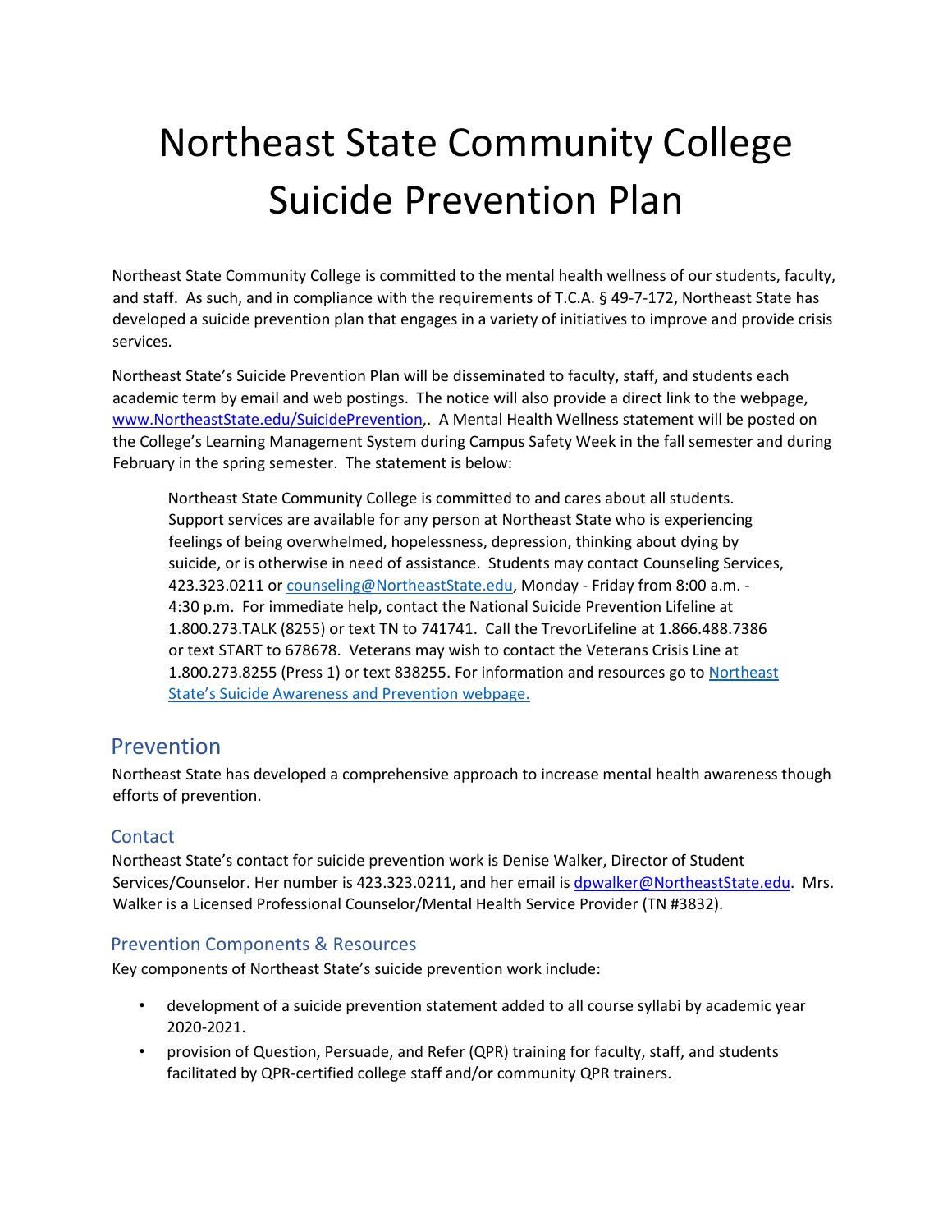# Northeast State Community College Suicide Prevention Plan

Northeast State Community College is committed to the mental health wellness of our students, faculty, and staff. As such, and in compliance with the requirements of T.C.A. § 49-7-172, Northeast State has developed a suicide prevention plan that engages in a variety of initiatives to improve and provide crisis services.

Northeast State's Suicide Prevention Plan will be disseminated to faculty, staff, and students each academic term by email and web postings. The notice will also provide a direct link to the webpage, [www.NortheastState.edu/SuicidePrevention](www.NortheastState.edu/SuicidePrevention),. A Mental Health Wellness statement will be posted on the College's Learning Management System during Campus Safety Week in the fall semester and during February in the spring semester. The statement is below:

> Northeast State Community College is committed to and cares about all students. Support services are available for any person at Northeast State who is experiencing feelings of being overwhelmed, hopelessness, depression, thinking about dying by suicide, or is otherwise in need of assistance. Students may contact Counseling Services, 423.323.0211 or [counseling@NortheastState.edu](mailto:counseling@NortheastState.edu), Monday - Friday from 8:00 a.m. - 4:30 p.m. For immediate help, contact the National Suicide Prevention Lifeline at 1.800.273.TALK (8255) or text TN to 741741. Call the TrevorLifeline at 1.866.488.7386 or text START to 678678. Veterans may wish to contact the Veterans Crisis Line at 1.800.273.8255 (Press 1) or text 838255. For information and resources go to [Northeast State's Suicide Awareness and Prevention webpage.](www.NortheastState.edu/SuicidePrevention)

## Prevention

Northeast State has developed a comprehensive approach to increase mental health awareness though efforts of prevention.

### Contact

Northeast State's contact for suicide prevention work is Denise Walker, Director of Student Services/Counselor. Her number is 423.323.0211, and her email is [dpwalker@NortheastState.edu](mailto:dpwalker@NortheastState.edu). Mrs. Walker is a Licensed Professional Counselor/Mental Health Service Provider (TN #3832).

### Prevention Components & Resources

Key components of Northeast State's suicide prevention work include:

- development of a suicide prevention statement added to all course syllabi by academic year 2020-2021.
- provision of Question, Persuade, and Refer (QPR) training for faculty, staff, and students facilitated by QPR-certified college staff and/or community QPR trainers.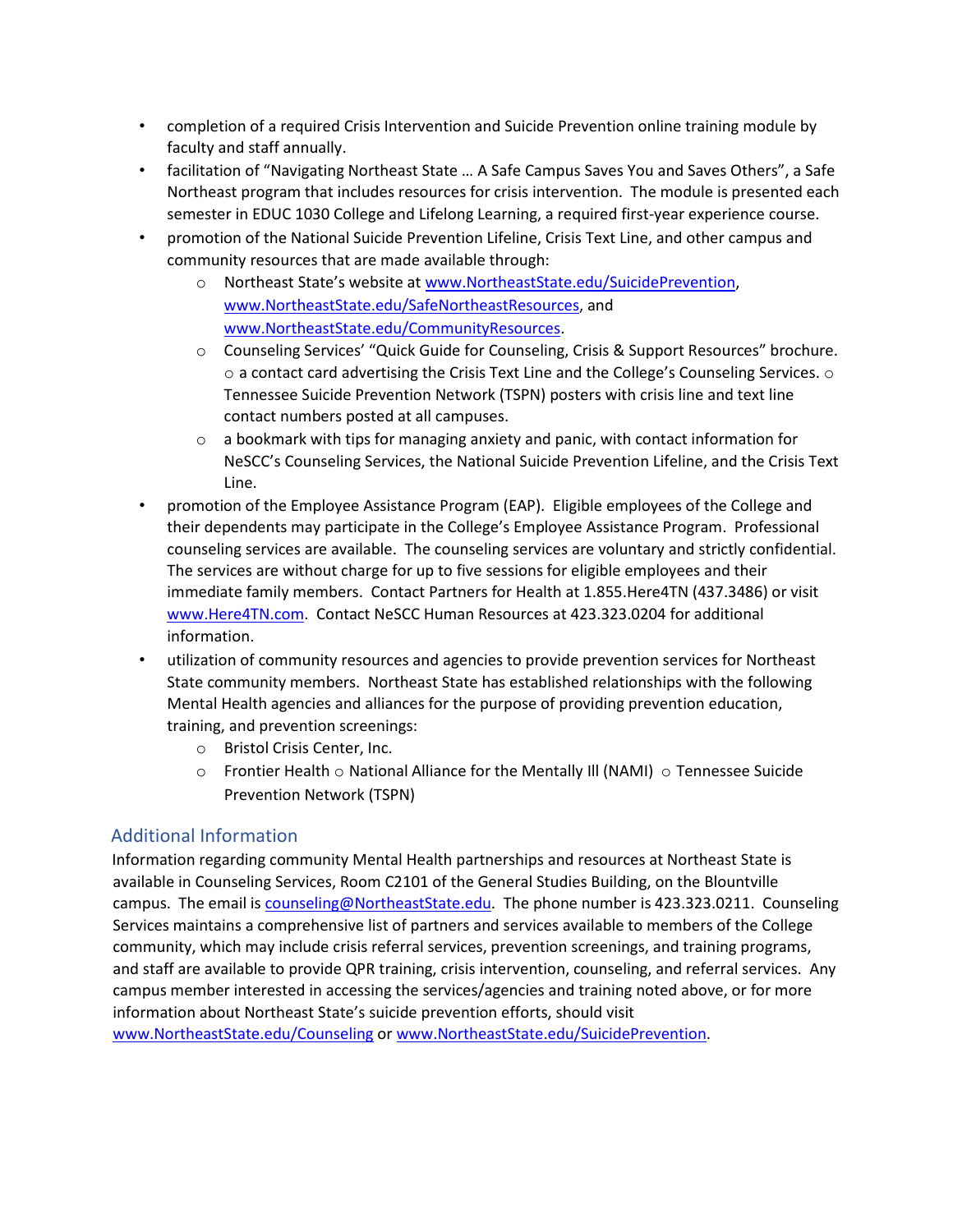- completion of a required Crisis Intervention and Suicide Prevention online training module by faculty and staff annually.
- facilitation of "Navigating Northeast State … A Safe Campus Saves You and Saves Others", a Safe Northeast program that includes resources for crisis intervention. The module is presented each semester in EDUC 1030 College and Lifelong Learning, a required first-year experience course.
- promotion of the National Suicide Prevention Lifeline, Crisis Text Line, and other campus and community resources that are made available through:
  - Northeast State's website at www.NortheastState.edu/SuicidePrevention, www.NortheastState.edu/SafeNortheastResources, and www.NortheastState.edu/CommunityResources.
  - Counseling Services' "Quick Guide for Counseling, Crisis & Support Resources" brochure.
  - a contact card advertising the Crisis Text Line and the College's Counseling Services.
  - Tennessee Suicide Prevention Network (TSPN) posters with crisis line and text line contact numbers posted at all campuses.
  - a bookmark with tips for managing anxiety and panic, with contact information for NeSCC's Counseling Services, the National Suicide Prevention Lifeline, and the Crisis Text Line.
- promotion of the Employee Assistance Program (EAP). Eligible employees of the College and their dependents may participate in the College's Employee Assistance Program. Professional counseling services are available. The counseling services are voluntary and strictly confidential. The services are without charge for up to five sessions for eligible employees and their immediate family members. Contact Partners for Health at 1.855.Here4TN (437.3486) or visit www.Here4TN.com. Contact NeSCC Human Resources at 423.323.0204 for additional information.
- utilization of community resources and agencies to provide prevention services for Northeast State community members. Northeast State has established relationships with the following Mental Health agencies and alliances for the purpose of providing prevention education, training, and prevention screenings:
  - Bristol Crisis Center, Inc.
  - Frontier Health
  - National Alliance for the Mentally Ill (NAMI)
  - Tennessee Suicide Prevention Network (TSPN)

## Additional Information

Information regarding community Mental Health partnerships and resources at Northeast State is available in Counseling Services, Room C2101 of the General Studies Building, on the Blountville campus. The email is counseling@NortheastState.edu. The phone number is 423.323.0211. Counseling Services maintains a comprehensive list of partners and services available to members of the College community, which may include crisis referral services, prevention screenings, and training programs, and staff are available to provide QPR training, crisis intervention, counseling, and referral services. Any campus member interested in accessing the services/agencies and training noted above, or for more information about Northeast State's suicide prevention efforts, should visit www.NortheastState.edu/Counseling or www.NortheastState.edu/SuicidePrevention.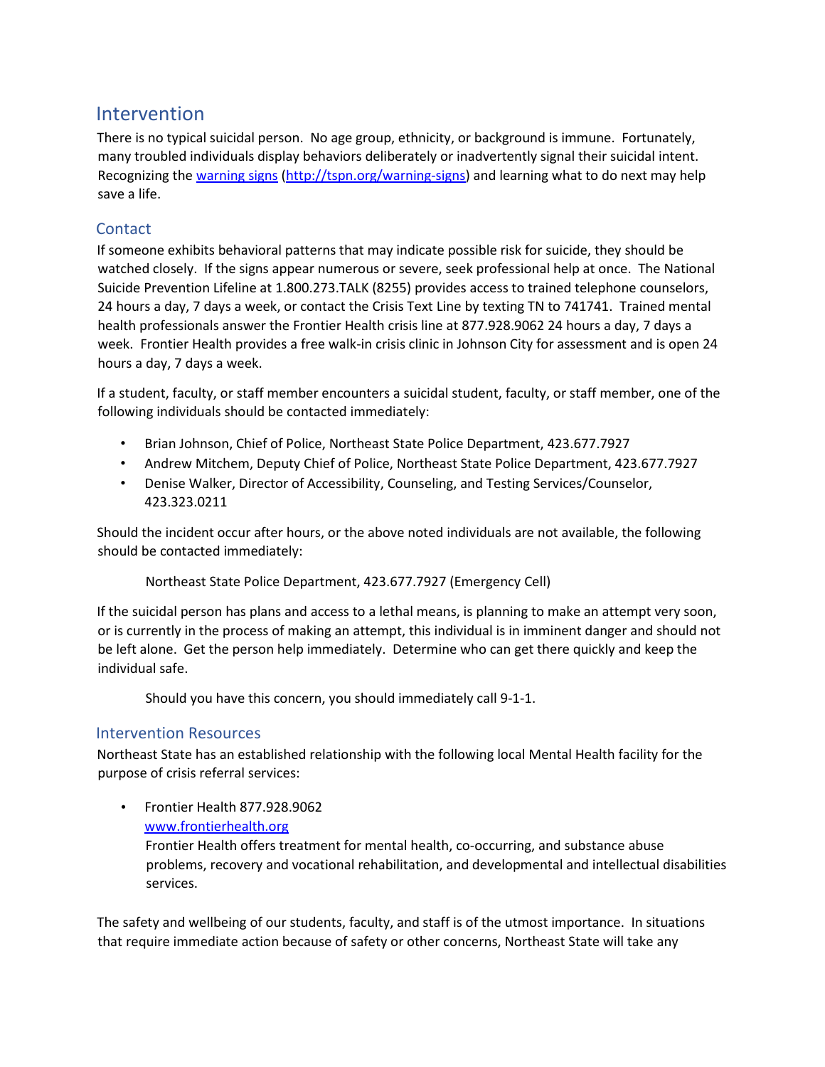# Intervention

There is no typical suicidal person. No age group, ethnicity, or background is immune. Fortunately, many troubled individuals display behaviors deliberately or inadvertently signal their suicidal intent. Recognizing the [warning signs](http://tspn.org/warning-signs) ([http://tspn.org/warning-signs](http://tspn.org/warning-signs)) and learning what to do next may help save a life.

## Contact

If someone exhibits behavioral patterns that may indicate possible risk for suicide, they should be watched closely. If the signs appear numerous or severe, seek professional help at once. The National Suicide Prevention Lifeline at 1.800.273.TALK (8255) provides access to trained telephone counselors, 24 hours a day, 7 days a week, or contact the Crisis Text Line by texting TN to 741741. Trained mental health professionals answer the Frontier Health crisis line at 877.928.9062 24 hours a day, 7 days a week. Frontier Health provides a free walk-in crisis clinic in Johnson City for assessment and is open 24 hours a day, 7 days a week.

If a student, faculty, or staff member encounters a suicidal student, faculty, or staff member, one of the following individuals should be contacted immediately:

- Brian Johnson, Chief of Police, Northeast State Police Department, 423.677.7927
- Andrew Mitchem, Deputy Chief of Police, Northeast State Police Department, 423.677.7927
- Denise Walker, Director of Accessibility, Counseling, and Testing Services/Counselor, 423.323.0211

Should the incident occur after hours, or the above noted individuals are not available, the following should be contacted immediately:

> Northeast State Police Department, 423.677.7927 (Emergency Cell)

If the suicidal person has plans and access to a lethal means, is planning to make an attempt very soon, or is currently in the process of making an attempt, this individual is in imminent danger and should not be left alone. Get the person help immediately. Determine who can get there quickly and keep the individual safe.

> Should you have this concern, you should immediately call 9-1-1.

## Intervention Resources

Northeast State has an established relationship with the following local Mental Health facility for the purpose of crisis referral services:

- Frontier Health 877.928.9062
  [www.frontierhealth.org](http://www.frontierhealth.org)
  Frontier Health offers treatment for mental health, co-occurring, and substance abuse problems, recovery and vocational rehabilitation, and developmental and intellectual disabilities services.

The safety and wellbeing of our students, faculty, and staff is of the utmost importance. In situations that require immediate action because of safety or other concerns, Northeast State will take any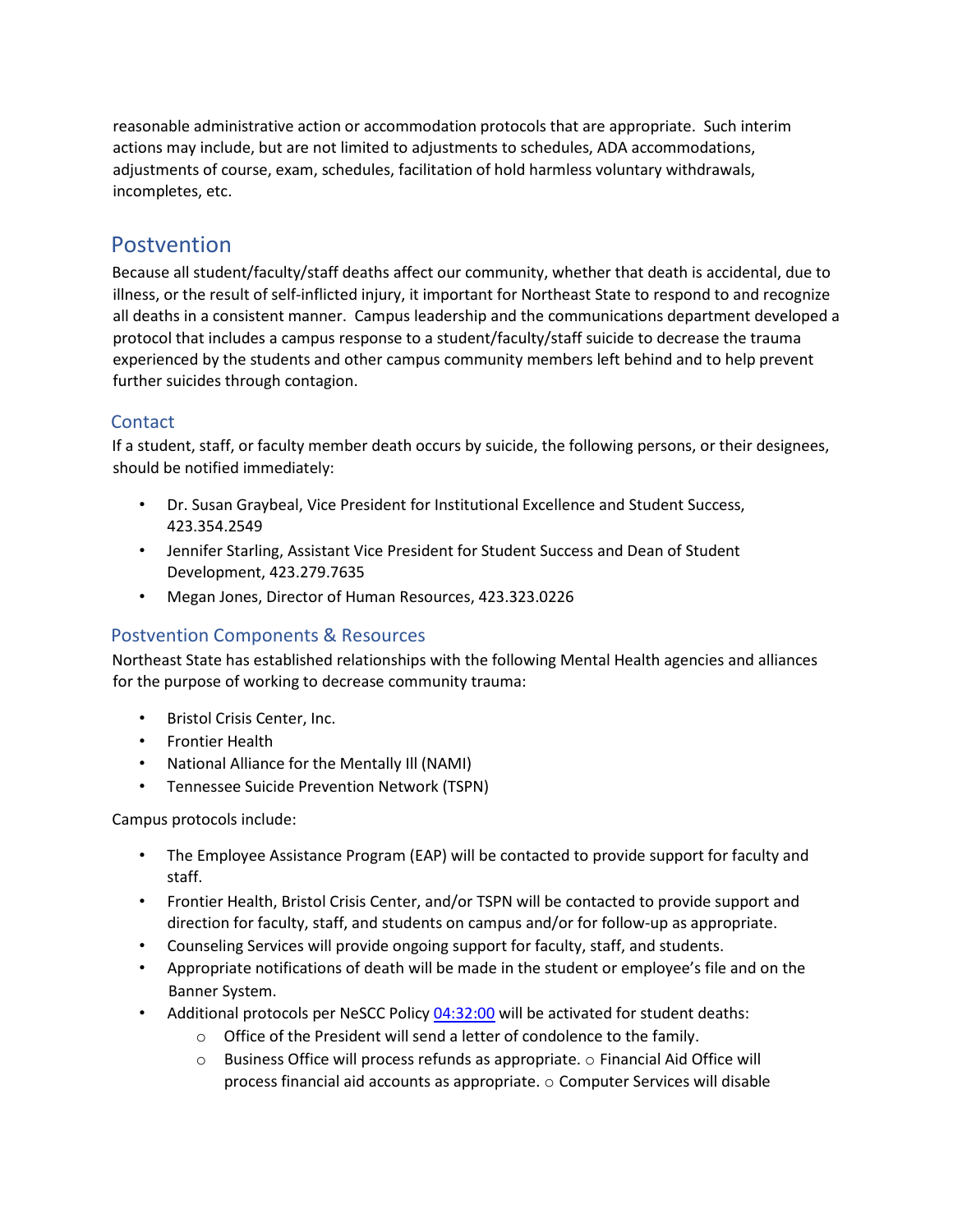reasonable administrative action or accommodation protocols that are appropriate. Such interim actions may include, but are not limited to adjustments to schedules, ADA accommodations, adjustments of course, exam, schedules, facilitation of hold harmless voluntary withdrawals, incompletes, etc.

## Postvention

Because all student/faculty/staff deaths affect our community, whether that death is accidental, due to illness, or the result of self-inflicted injury, it important for Northeast State to respond to and recognize all deaths in a consistent manner. Campus leadership and the communications department developed a protocol that includes a campus response to a student/faculty/staff suicide to decrease the trauma experienced by the students and other campus community members left behind and to help prevent further suicides through contagion.

### Contact

If a student, staff, or faculty member death occurs by suicide, the following persons, or their designees, should be notified immediately:

- Dr. Susan Graybeal, Vice President for Institutional Excellence and Student Success, 423.354.2549
- Jennifer Starling, Assistant Vice President for Student Success and Dean of Student Development, 423.279.7635
- Megan Jones, Director of Human Resources, 423.323.0226

### Postvention Components & Resources

Northeast State has established relationships with the following Mental Health agencies and alliances for the purpose of working to decrease community trauma:

- Bristol Crisis Center, Inc.
- Frontier Health
- National Alliance for the Mentally Ill (NAMI)
- Tennessee Suicide Prevention Network (TSPN)

Campus protocols include:

- The Employee Assistance Program (EAP) will be contacted to provide support for faculty and staff.
- Frontier Health, Bristol Crisis Center, and/or TSPN will be contacted to provide support and direction for faculty, staff, and students on campus and/or for follow-up as appropriate.
- Counseling Services will provide ongoing support for faculty, staff, and students.
- Appropriate notifications of death will be made in the student or employee's file and on the Banner System.
- Additional protocols per NeSCC Policy [04:32:00](04:32:00) will be activated for student deaths:
  - Office of the President will send a letter of condolence to the family.
  - Business Office will process refunds as appropriate. ○ Financial Aid Office will process financial aid accounts as appropriate. ○ Computer Services will disable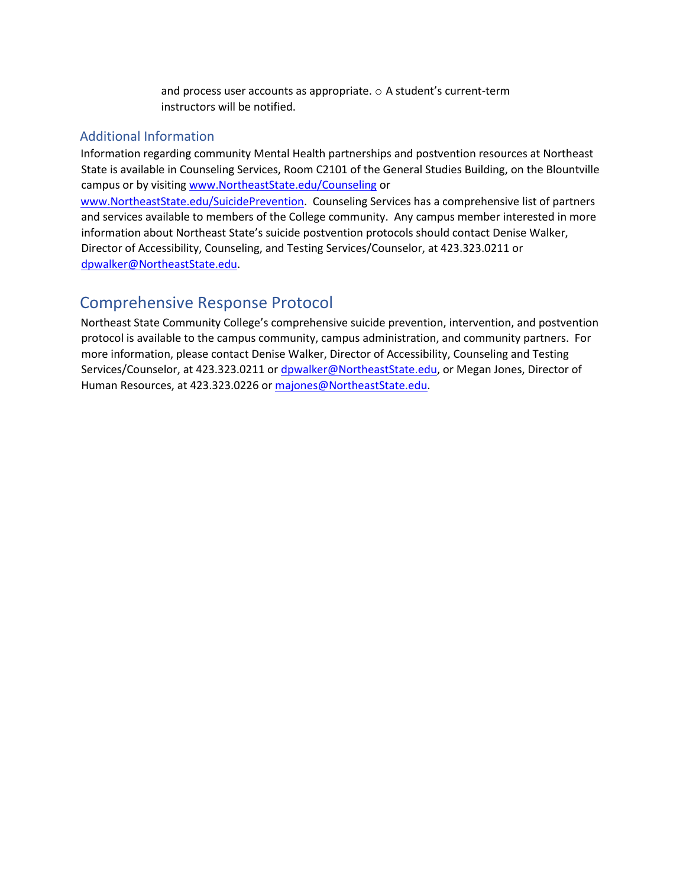and process user accounts as appropriate. ○ A student's current-term instructors will be notified.

### Additional Information

Information regarding community Mental Health partnerships and postvention resources at Northeast State is available in Counseling Services, Room C2101 of the General Studies Building, on the Blountville campus or by visiting www.NortheastState.edu/Counseling or www.NortheastState.edu/SuicidePrevention. Counseling Services has a comprehensive list of partners and services available to members of the College community. Any campus member interested in more information about Northeast State's suicide postvention protocols should contact Denise Walker, Director of Accessibility, Counseling, and Testing Services/Counselor, at 423.323.0211 or dpwalker@NortheastState.edu.

## Comprehensive Response Protocol

Northeast State Community College's comprehensive suicide prevention, intervention, and postvention protocol is available to the campus community, campus administration, and community partners. For more information, please contact Denise Walker, Director of Accessibility, Counseling and Testing Services/Counselor, at 423.323.0211 or dpwalker@NortheastState.edu, or Megan Jones, Director of Human Resources, at 423.323.0226 or majones@NortheastState.edu.